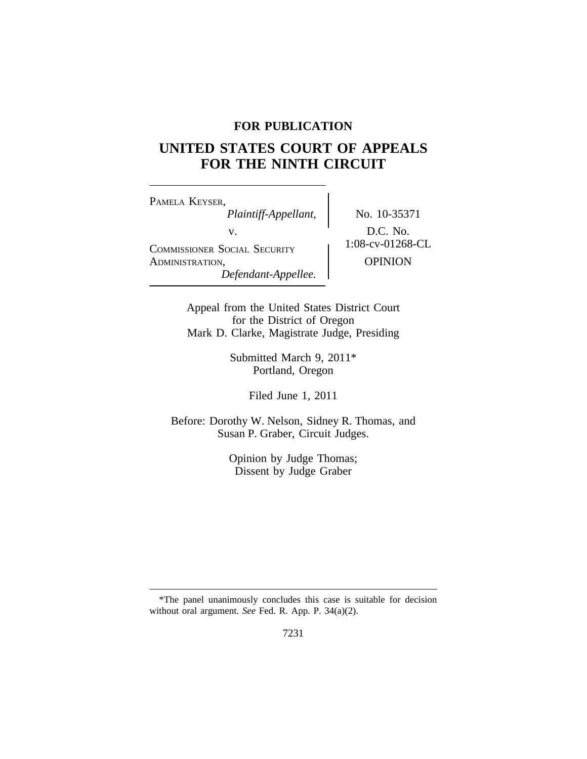**FOR PUBLICATION**

# UNITED STATES COURT OF APPEALS FOR THE NINTH CIRCUIT

PAMELA KEYSER,
*Plaintiff-Appellant,*
v.
COMMISSIONER SOCIAL SECURITY ADMINISTRATION,
*Defendant-Appellee.*

No. 10-35371
D.C. No. 1:08-cv-01268-CL
OPINION

Appeal from the United States District Court
for the District of Oregon
Mark D. Clarke, Magistrate Judge, Presiding

Submitted March 9, 2011*
Portland, Oregon

Filed June 1, 2011

Before: Dorothy W. Nelson, Sidney R. Thomas, and Susan P. Graber, Circuit Judges.

Opinion by Judge Thomas;
Dissent by Judge Graber

*The panel unanimously concludes this case is suitable for decision without oral argument. *See* Fed. R. App. P. 34(a)(2).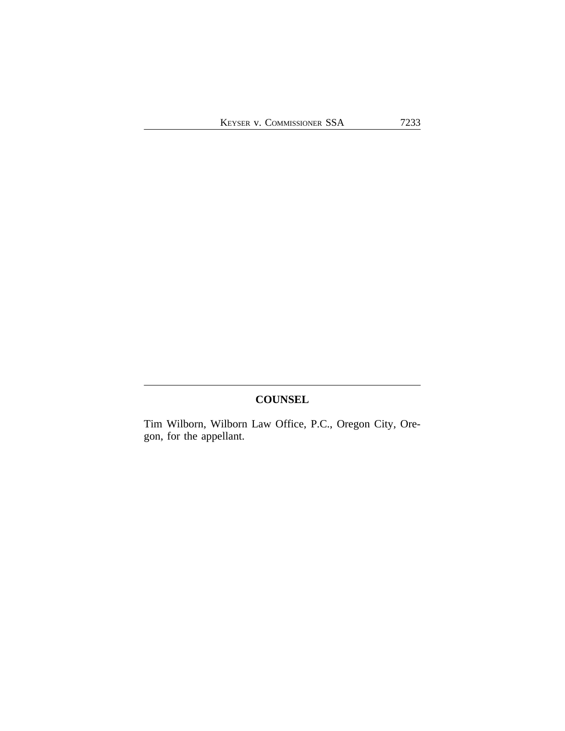## COUNSEL

Tim Wilborn, Wilborn Law Office, P.C., Oregon City, Oregon, for the appellant.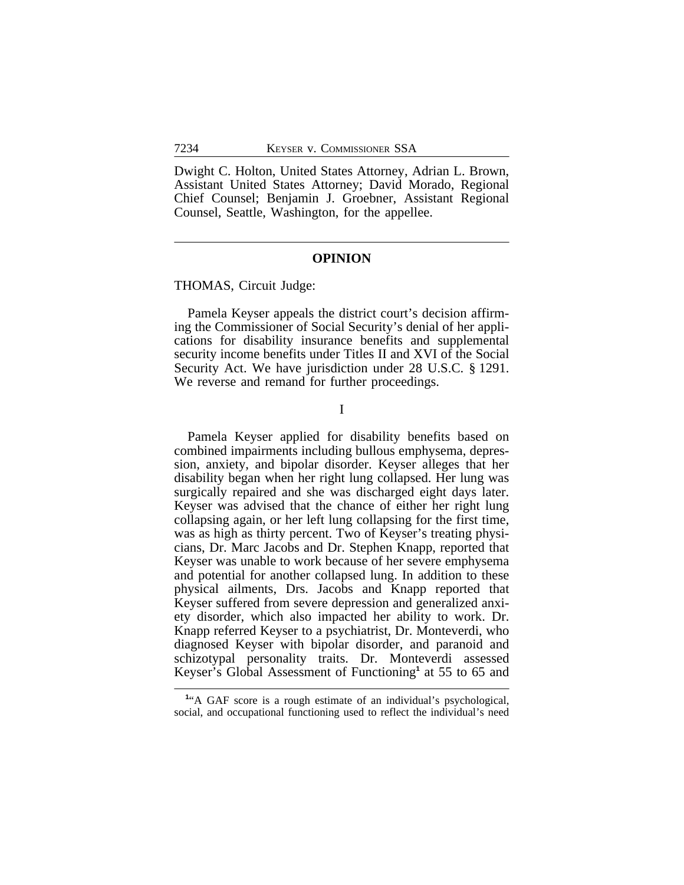Dwight C. Holton, United States Attorney, Adrian L. Brown, Assistant United States Attorney; David Morado, Regional Chief Counsel; Benjamin J. Groebner, Assistant Regional Counsel, Seattle, Washington, for the appellee.

---

## OPINION

THOMAS, Circuit Judge:

Pamela Keyser appeals the district court's decision affirming the Commissioner of Social Security's denial of her applications for disability insurance benefits and supplemental security income benefits under Titles II and XVI of the Social Security Act. We have jurisdiction under 28 U.S.C. § 1291. We reverse and remand for further proceedings.

I

Pamela Keyser applied for disability benefits based on combined impairments including bullous emphysema, depression, anxiety, and bipolar disorder. Keyser alleges that her disability began when her right lung collapsed. Her lung was surgically repaired and she was discharged eight days later. Keyser was advised that the chance of either her right lung collapsing again, or her left lung collapsing for the first time, was as high as thirty percent. Two of Keyser's treating physicians, Dr. Marc Jacobs and Dr. Stephen Knapp, reported that Keyser was unable to work because of her severe emphysema and potential for another collapsed lung. In addition to these physical ailments, Drs. Jacobs and Knapp reported that Keyser suffered from severe depression and generalized anxiety disorder, which also impacted her ability to work. Dr. Knapp referred Keyser to a psychiatrist, Dr. Monteverdi, who diagnosed Keyser with bipolar disorder, and paranoid and schizotypal personality traits. Dr. Monteverdi assessed Keyser's Global Assessment of Functioning[1] at 55 to 65 and

---

[1]"A GAF score is a rough estimate of an individual's psychological, social, and occupational functioning used to reflect the individual's need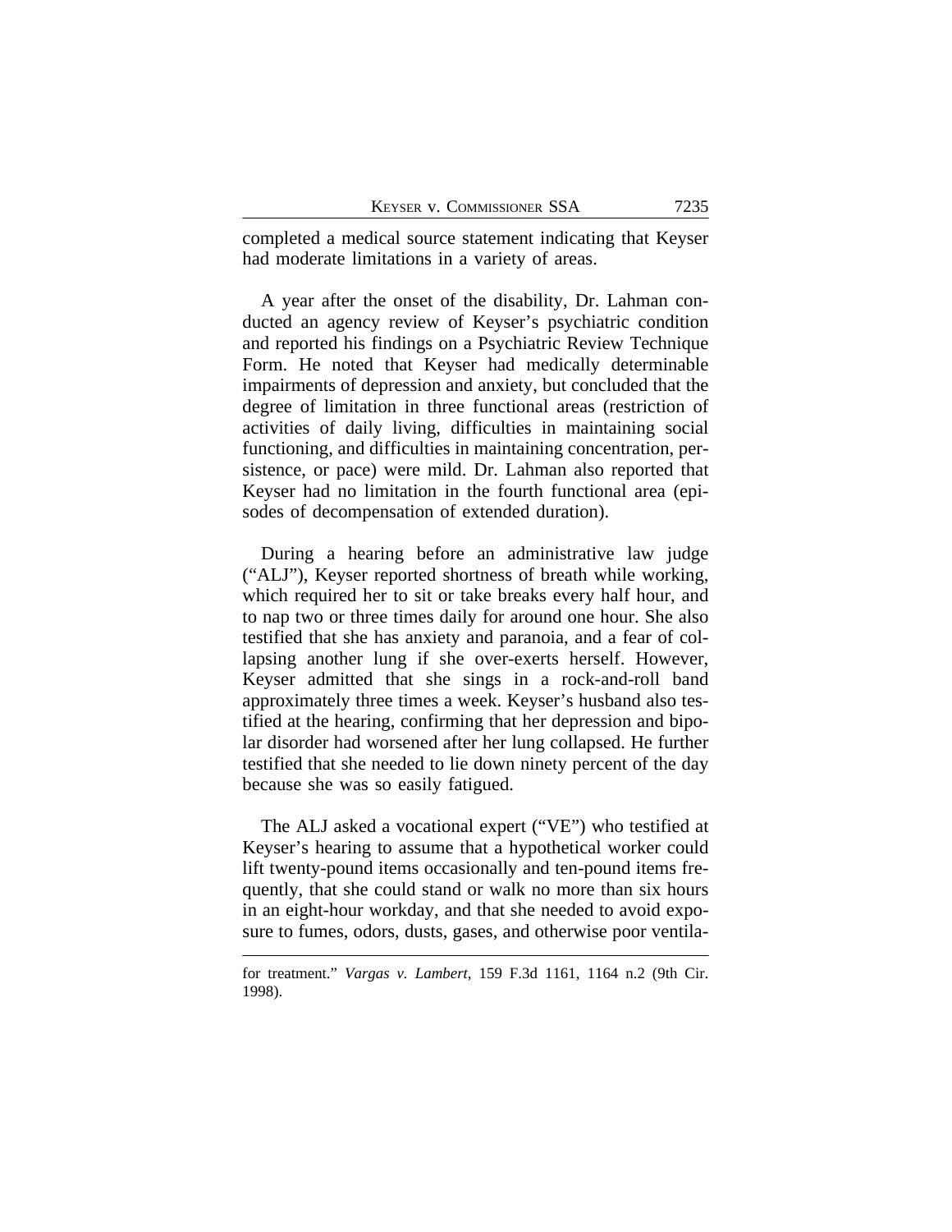completed a medical source statement indicating that Keyser had moderate limitations in a variety of areas.

A year after the onset of the disability, Dr. Lahman conducted an agency review of Keyser's psychiatric condition and reported his findings on a Psychiatric Review Technique Form. He noted that Keyser had medically determinable impairments of depression and anxiety, but concluded that the degree of limitation in three functional areas (restriction of activities of daily living, difficulties in maintaining social functioning, and difficulties in maintaining concentration, persistence, or pace) were mild. Dr. Lahman also reported that Keyser had no limitation in the fourth functional area (episodes of decompensation of extended duration).

During a hearing before an administrative law judge ("ALJ"), Keyser reported shortness of breath while working, which required her to sit or take breaks every half hour, and to nap two or three times daily for around one hour. She also testified that she has anxiety and paranoia, and a fear of collapsing another lung if she over-exerts herself. However, Keyser admitted that she sings in a rock-and-roll band approximately three times a week. Keyser's husband also testified at the hearing, confirming that her depression and bipolar disorder had worsened after her lung collapsed. He further testified that she needed to lie down ninety percent of the day because she was so easily fatigued.

The ALJ asked a vocational expert ("VE") who testified at Keyser's hearing to assume that a hypothetical worker could lift twenty-pound items occasionally and ten-pound items frequently, that she could stand or walk no more than six hours in an eight-hour workday, and that she needed to avoid exposure to fumes, odors, dusts, gases, and otherwise poor ventila-

---

for treatment." *Vargas v. Lambert*, 159 F.3d 1161, 1164 n.2 (9th Cir. 1998).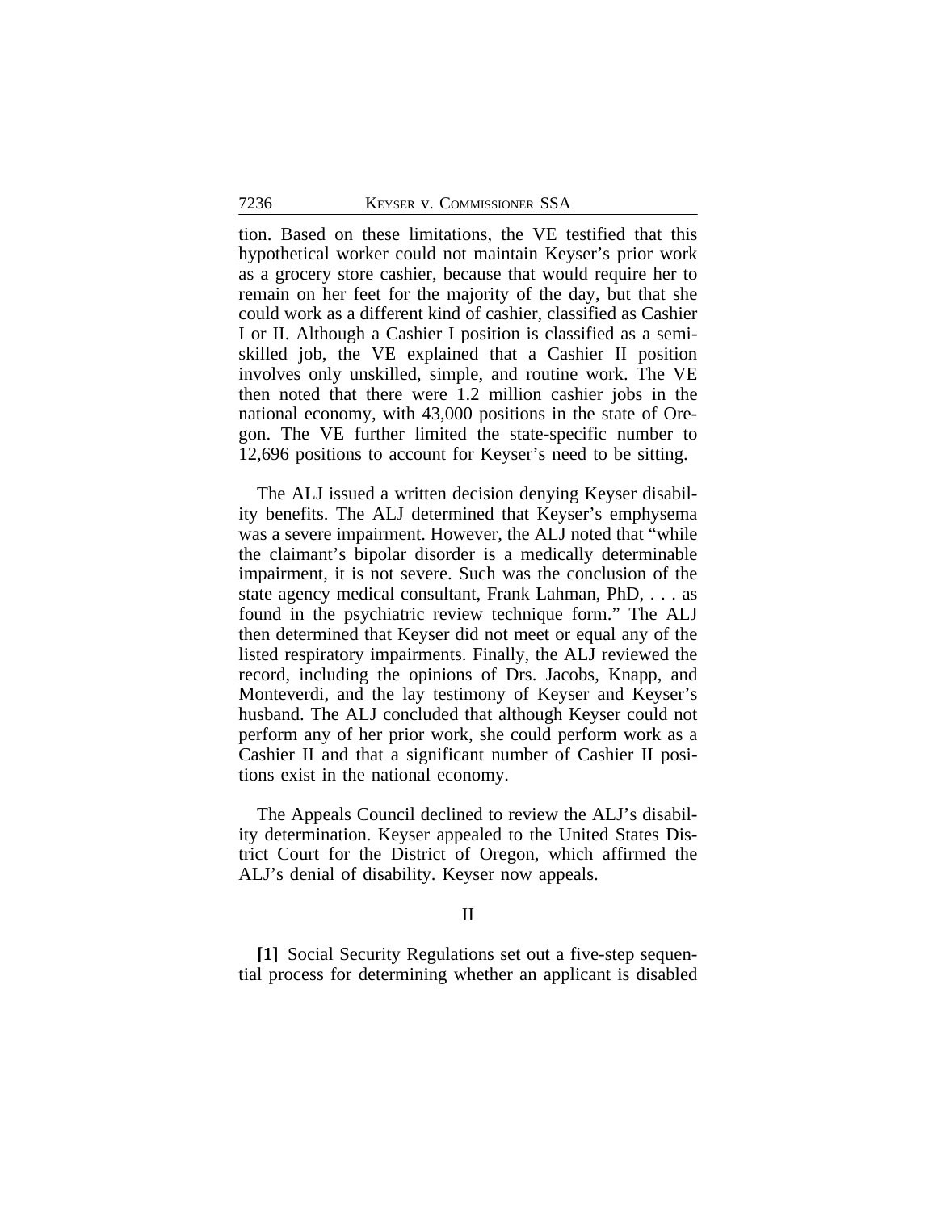tion. Based on these limitations, the VE testified that this hypothetical worker could not maintain Keyser's prior work as a grocery store cashier, because that would require her to remain on her feet for the majority of the day, but that she could work as a different kind of cashier, classified as Cashier I or II. Although a Cashier I position is classified as a semi-skilled job, the VE explained that a Cashier II position involves only unskilled, simple, and routine work. The VE then noted that there were 1.2 million cashier jobs in the national economy, with 43,000 positions in the state of Oregon. The VE further limited the state-specific number to 12,696 positions to account for Keyser's need to be sitting.

The ALJ issued a written decision denying Keyser disability benefits. The ALJ determined that Keyser's emphysema was a severe impairment. However, the ALJ noted that "while the claimant's bipolar disorder is a medically determinable impairment, it is not severe. Such was the conclusion of the state agency medical consultant, Frank Lahman, PhD, . . . as found in the psychiatric review technique form." The ALJ then determined that Keyser did not meet or equal any of the listed respiratory impairments. Finally, the ALJ reviewed the record, including the opinions of Drs. Jacobs, Knapp, and Monteverdi, and the lay testimony of Keyser and Keyser's husband. The ALJ concluded that although Keyser could not perform any of her prior work, she could perform work as a Cashier II and that a significant number of Cashier II positions exist in the national economy.

The Appeals Council declined to review the ALJ's disability determination. Keyser appealed to the United States District Court for the District of Oregon, which affirmed the ALJ's denial of disability. Keyser now appeals.

## II

**[1]** Social Security Regulations set out a five-step sequential process for determining whether an applicant is disabled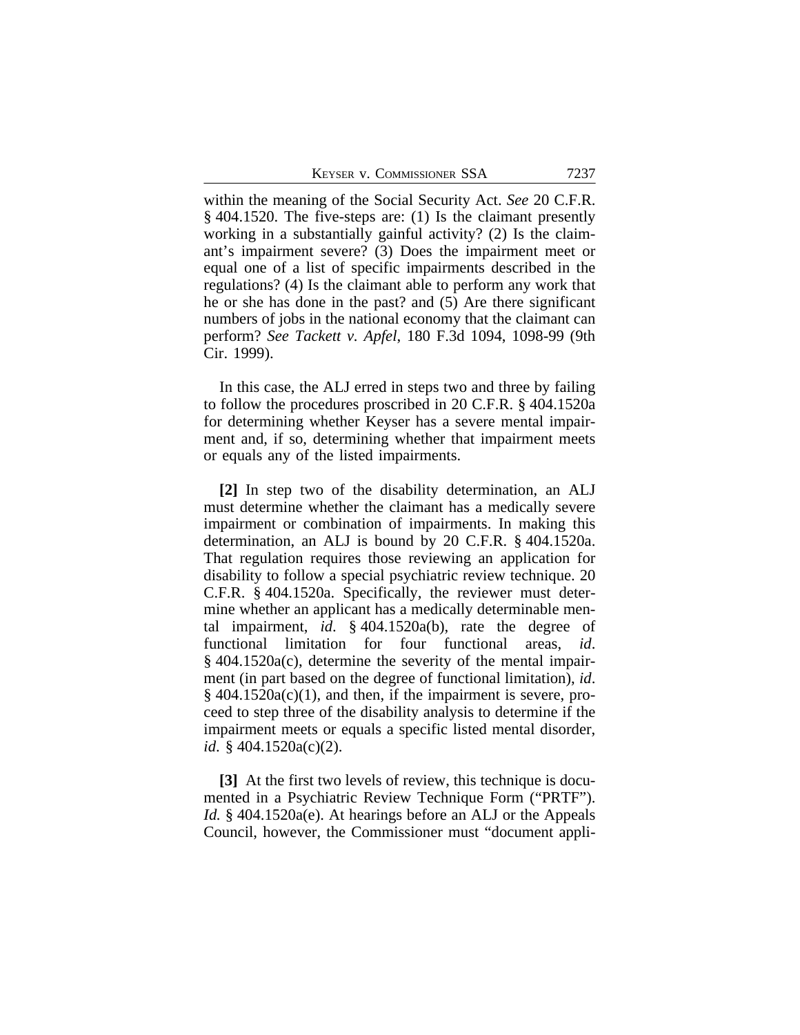within the meaning of the Social Security Act. *See* 20 C.F.R. § 404.1520. The five-steps are: (1) Is the claimant presently working in a substantially gainful activity? (2) Is the claimant's impairment severe? (3) Does the impairment meet or equal one of a list of specific impairments described in the regulations? (4) Is the claimant able to perform any work that he or she has done in the past? and (5) Are there significant numbers of jobs in the national economy that the claimant can perform? *See Tackett v. Apfel*, 180 F.3d 1094, 1098-99 (9th Cir. 1999).

In this case, the ALJ erred in steps two and three by failing to follow the procedures proscribed in 20 C.F.R. § 404.1520a for determining whether Keyser has a severe mental impairment and, if so, determining whether that impairment meets or equals any of the listed impairments.

**[2]** In step two of the disability determination, an ALJ must determine whether the claimant has a medically severe impairment or combination of impairments. In making this determination, an ALJ is bound by 20 C.F.R. § 404.1520a. That regulation requires those reviewing an application for disability to follow a special psychiatric review technique. 20 C.F.R. § 404.1520a. Specifically, the reviewer must determine whether an applicant has a medically determinable mental impairment, *id*. § 404.1520a(b), rate the degree of functional limitation for four functional areas, *id*. § 404.1520a(c), determine the severity of the mental impairment (in part based on the degree of functional limitation), *id*. § 404.1520a(c)(1), and then, if the impairment is severe, proceed to step three of the disability analysis to determine if the impairment meets or equals a specific listed mental disorder, *id*. § 404.1520a(c)(2).

**[3]** At the first two levels of review, this technique is documented in a Psychiatric Review Technique Form ("PRTF"). *Id.* § 404.1520a(e). At hearings before an ALJ or the Appeals Council, however, the Commissioner must "document appli-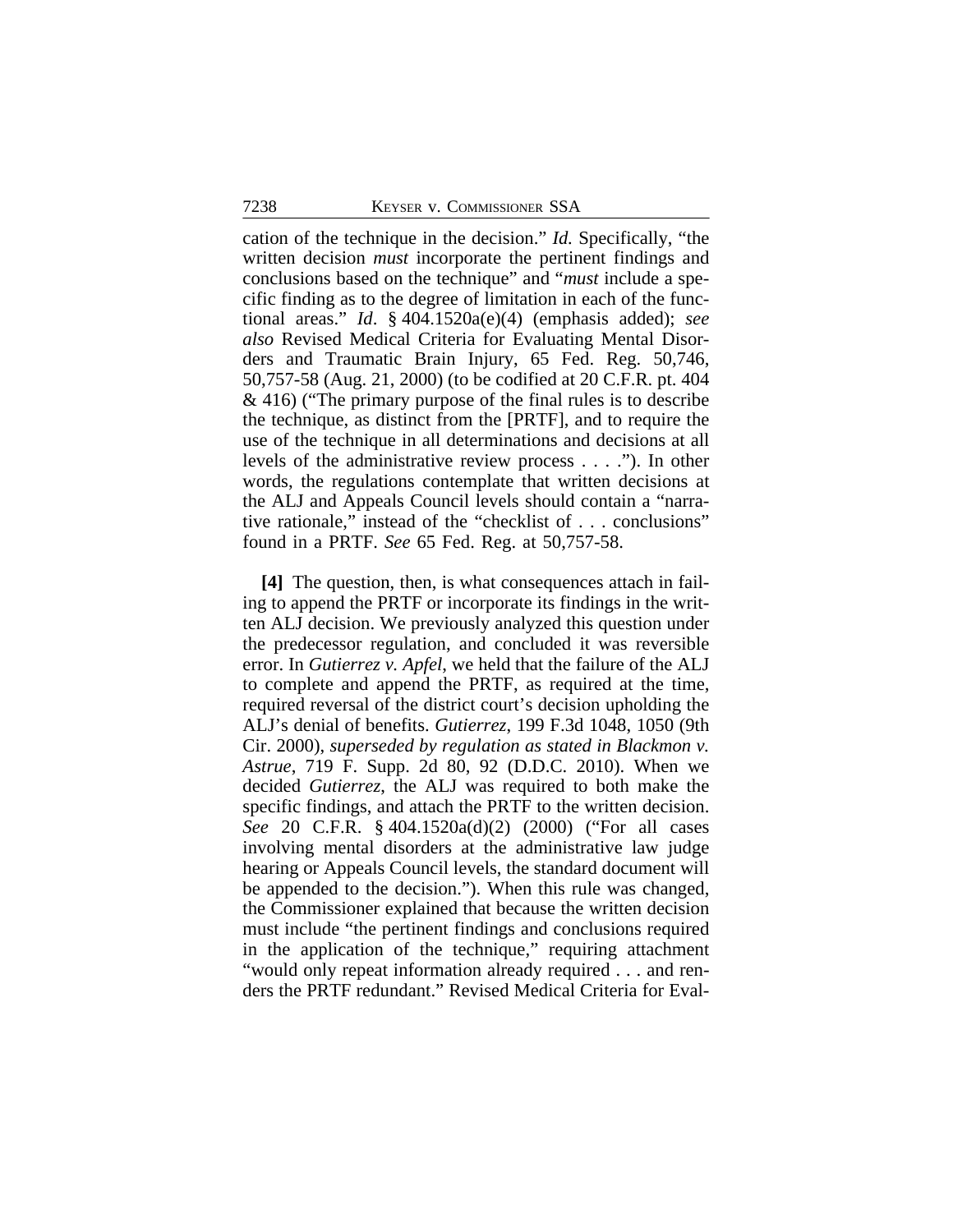cation of the technique in the decision." *Id*. Specifically, "the written decision *must* incorporate the pertinent findings and conclusions based on the technique" and "*must* include a specific finding as to the degree of limitation in each of the functional areas." *Id*. § 404.1520a(e)(4) (emphasis added); *see also* Revised Medical Criteria for Evaluating Mental Disorders and Traumatic Brain Injury, 65 Fed. Reg. 50,746, 50,757-58 (Aug. 21, 2000) (to be codified at 20 C.F.R. pt. 404 & 416) ("The primary purpose of the final rules is to describe the technique, as distinct from the [PRTF], and to require the use of the technique in all determinations and decisions at all levels of the administrative review process . . . ."). In other words, the regulations contemplate that written decisions at the ALJ and Appeals Council levels should contain a "narrative rationale," instead of the "checklist of . . . conclusions" found in a PRTF. *See* 65 Fed. Reg. at 50,757-58.

**[4]** The question, then, is what consequences attach in failing to append the PRTF or incorporate its findings in the written ALJ decision. We previously analyzed this question under the predecessor regulation, and concluded it was reversible error. In *Gutierrez v. Apfel*, we held that the failure of the ALJ to complete and append the PRTF, as required at the time, required reversal of the district court's decision upholding the ALJ's denial of benefits. *Gutierrez*, 199 F.3d 1048, 1050 (9th Cir. 2000), *superseded by regulation as stated in Blackmon v. Astrue*, 719 F. Supp. 2d 80, 92 (D.D.C. 2010). When we decided *Gutierrez*, the ALJ was required to both make the specific findings, and attach the PRTF to the written decision. *See* 20 C.F.R. § 404.1520a(d)(2) (2000) ("For all cases involving mental disorders at the administrative law judge hearing or Appeals Council levels, the standard document will be appended to the decision."). When this rule was changed, the Commissioner explained that because the written decision must include "the pertinent findings and conclusions required in the application of the technique," requiring attachment "would only repeat information already required . . . and renders the PRTF redundant." Revised Medical Criteria for Eval-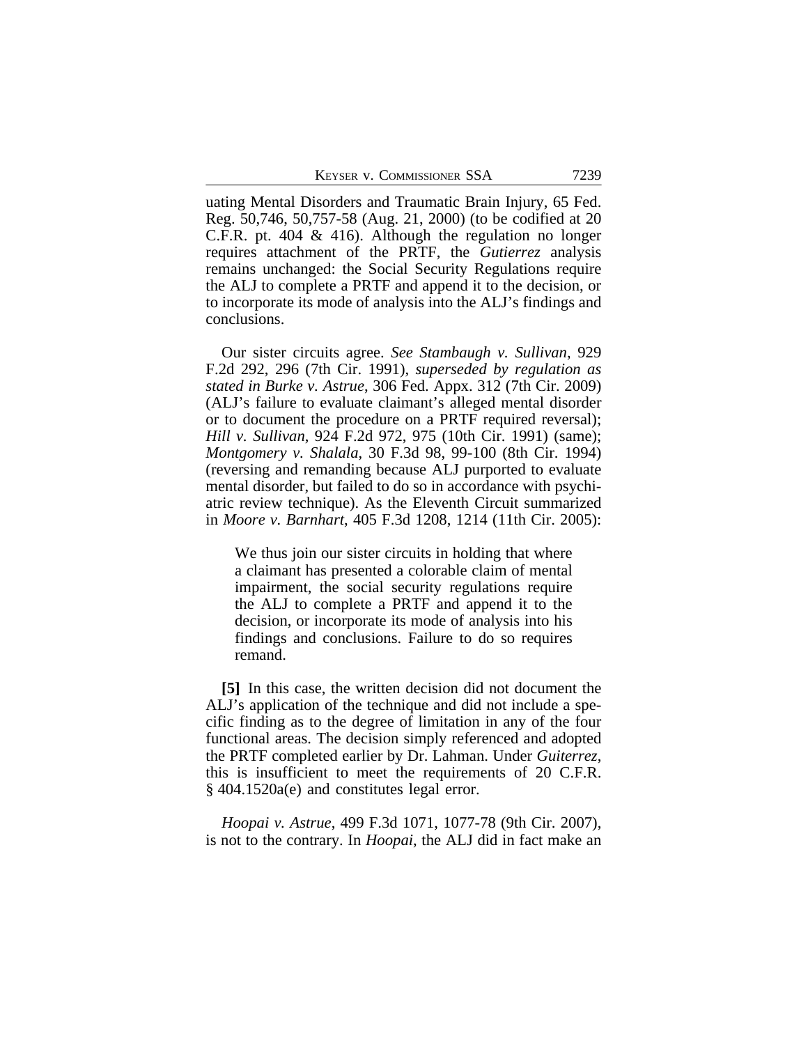uating Mental Disorders and Traumatic Brain Injury, 65 Fed. Reg. 50,746, 50,757-58 (Aug. 21, 2000) (to be codified at 20 C.F.R. pt. 404 & 416). Although the regulation no longer requires attachment of the PRTF, the *Gutierrez* analysis remains unchanged: the Social Security Regulations require the ALJ to complete a PRTF and append it to the decision, or to incorporate its mode of analysis into the ALJ's findings and conclusions.

Our sister circuits agree. *See Stambaugh v. Sullivan*, 929 F.2d 292, 296 (7th Cir. 1991), *superseded by regulation as stated in Burke v. Astrue*, 306 Fed. Appx. 312 (7th Cir. 2009) (ALJ's failure to evaluate claimant's alleged mental disorder or to document the procedure on a PRTF required reversal); *Hill v. Sullivan*, 924 F.2d 972, 975 (10th Cir. 1991) (same); *Montgomery v. Shalala*, 30 F.3d 98, 99-100 (8th Cir. 1994) (reversing and remanding because ALJ purported to evaluate mental disorder, but failed to do so in accordance with psychiatric review technique). As the Eleventh Circuit summarized in *Moore v. Barnhart*, 405 F.3d 1208, 1214 (11th Cir. 2005):

> We thus join our sister circuits in holding that where a claimant has presented a colorable claim of mental impairment, the social security regulations require the ALJ to complete a PRTF and append it to the decision, or incorporate its mode of analysis into his findings and conclusions. Failure to do so requires remand.

**[5]** In this case, the written decision did not document the ALJ's application of the technique and did not include a specific finding as to the degree of limitation in any of the four functional areas. The decision simply referenced and adopted the PRTF completed earlier by Dr. Lahman. Under *Guiterrez*, this is insufficient to meet the requirements of 20 C.F.R. § 404.1520a(e) and constitutes legal error.

*Hoopai v. Astrue*, 499 F.3d 1071, 1077-78 (9th Cir. 2007), is not to the contrary. In *Hoopai*, the ALJ did in fact make an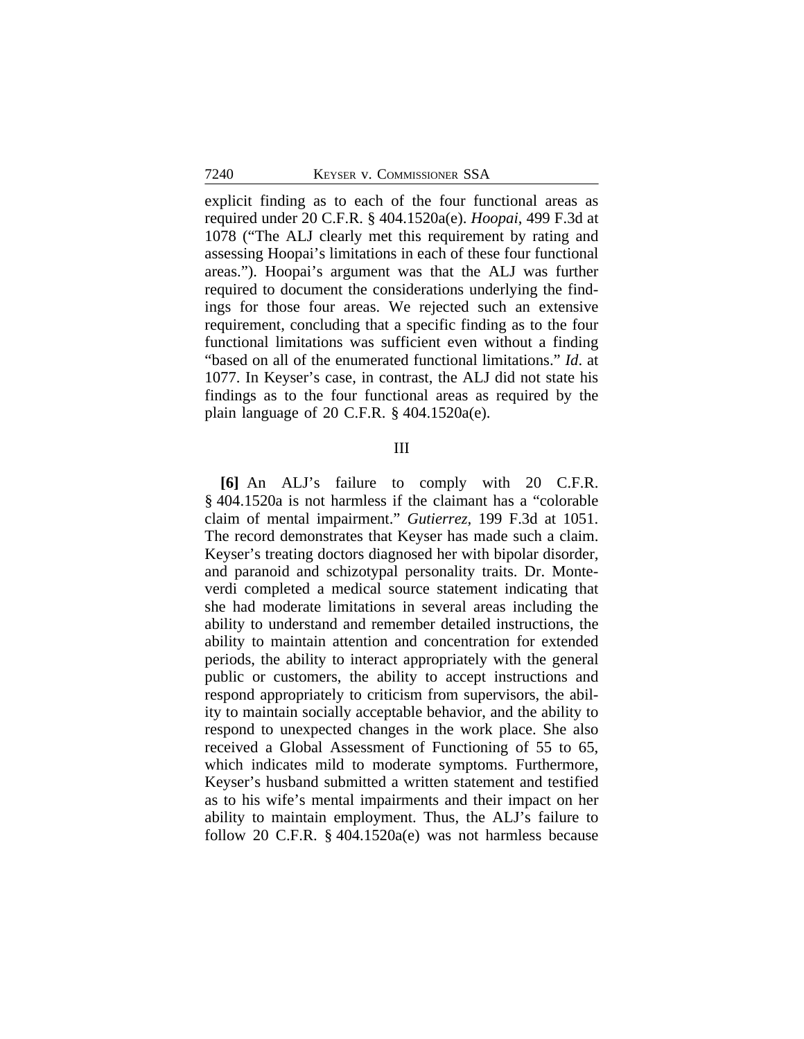explicit finding as to each of the four functional areas as required under 20 C.F.R. § 404.1520a(e). *Hoopai*, 499 F.3d at 1078 ("The ALJ clearly met this requirement by rating and assessing Hoopai's limitations in each of these four functional areas."). Hoopai's argument was that the ALJ was further required to document the considerations underlying the findings for those four areas. We rejected such an extensive requirement, concluding that a specific finding as to the four functional limitations was sufficient even without a finding "based on all of the enumerated functional limitations." *Id*. at 1077. In Keyser's case, in contrast, the ALJ did not state his findings as to the four functional areas as required by the plain language of 20 C.F.R. § 404.1520a(e).

## III

**[6]** An ALJ's failure to comply with 20 C.F.R. § 404.1520a is not harmless if the claimant has a "colorable claim of mental impairment." *Gutierrez*, 199 F.3d at 1051. The record demonstrates that Keyser has made such a claim. Keyser's treating doctors diagnosed her with bipolar disorder, and paranoid and schizotypal personality traits. Dr. Monteverdi completed a medical source statement indicating that she had moderate limitations in several areas including the ability to understand and remember detailed instructions, the ability to maintain attention and concentration for extended periods, the ability to interact appropriately with the general public or customers, the ability to accept instructions and respond appropriately to criticism from supervisors, the ability to maintain socially acceptable behavior, and the ability to respond to unexpected changes in the work place. She also received a Global Assessment of Functioning of 55 to 65, which indicates mild to moderate symptoms. Furthermore, Keyser's husband submitted a written statement and testified as to his wife's mental impairments and their impact on her ability to maintain employment. Thus, the ALJ's failure to follow 20 C.F.R. § 404.1520a(e) was not harmless because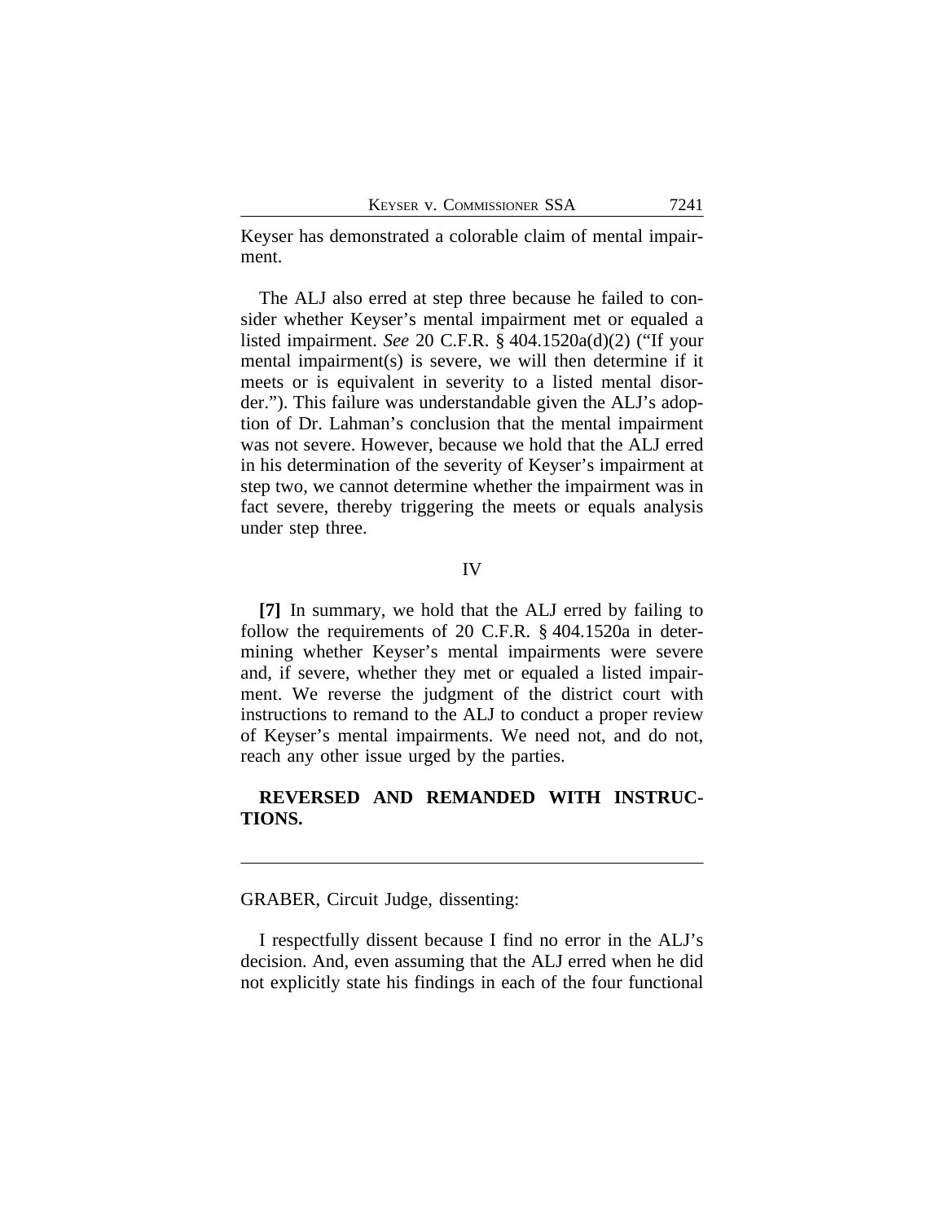Keyser has demonstrated a colorable claim of mental impairment.

The ALJ also erred at step three because he failed to consider whether Keyser's mental impairment met or equaled a listed impairment. *See* 20 C.F.R. § 404.1520a(d)(2) ("If your mental impairment(s) is severe, we will then determine if it meets or is equivalent in severity to a listed mental disorder."). This failure was understandable given the ALJ's adoption of Dr. Lahman's conclusion that the mental impairment was not severe. However, because we hold that the ALJ erred in his determination of the severity of Keyser's impairment at step two, we cannot determine whether the impairment was in fact severe, thereby triggering the meets or equals analysis under step three.

## IV

**[7]** In summary, we hold that the ALJ erred by failing to follow the requirements of 20 C.F.R. § 404.1520a in determining whether Keyser's mental impairments were severe and, if severe, whether they met or equaled a listed impairment. We reverse the judgment of the district court with instructions to remand to the ALJ to conduct a proper review of Keyser's mental impairments. We need not, and do not, reach any other issue urged by the parties.

**REVERSED AND REMANDED WITH INSTRUCTIONS.**

---

GRABER, Circuit Judge, dissenting:

I respectfully dissent because I find no error in the ALJ's decision. And, even assuming that the ALJ erred when he did not explicitly state his findings in each of the four functional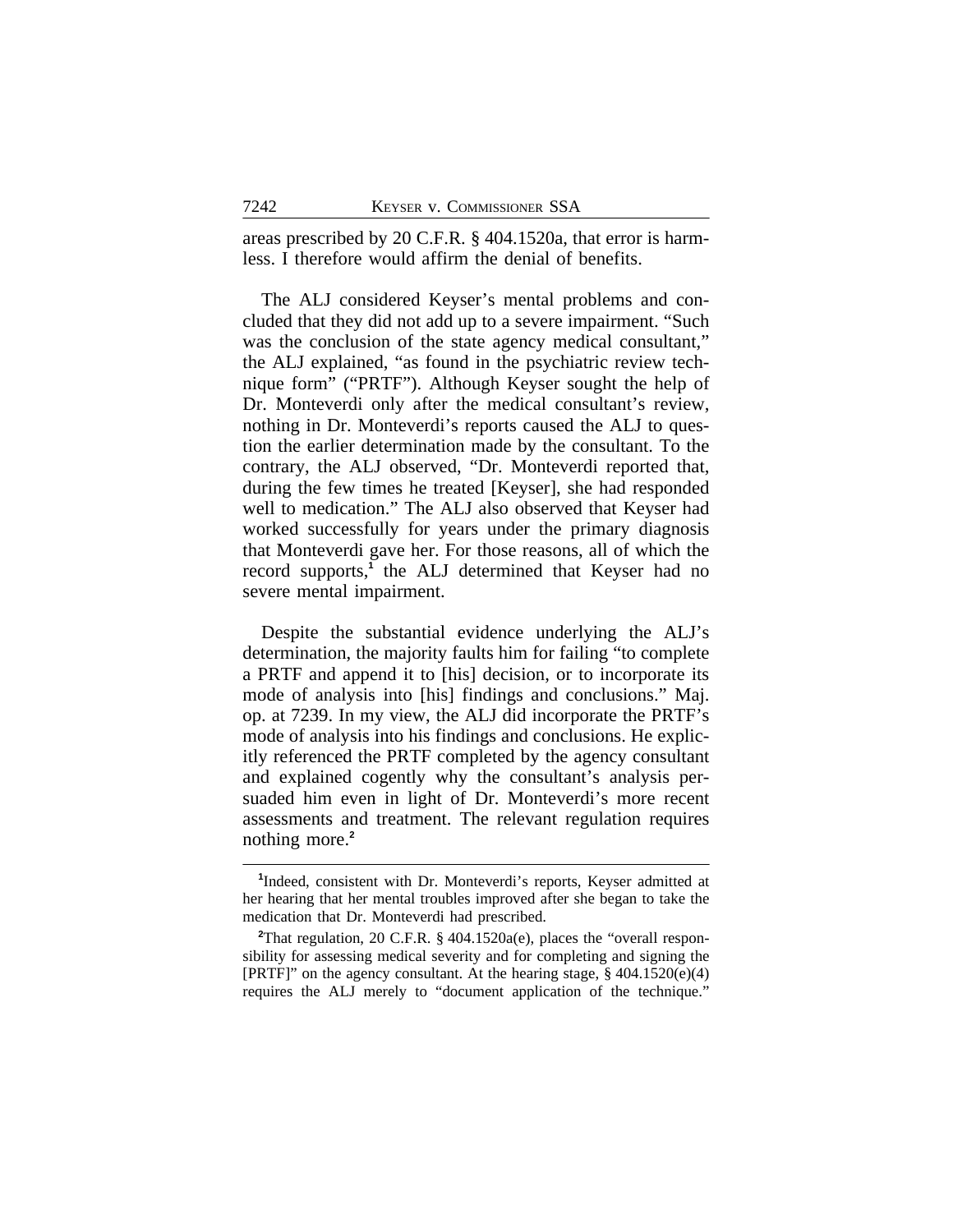areas prescribed by 20 C.F.R. § 404.1520a, that error is harmless. I therefore would affirm the denial of benefits.

The ALJ considered Keyser's mental problems and concluded that they did not add up to a severe impairment. "Such was the conclusion of the state agency medical consultant," the ALJ explained, "as found in the psychiatric review technique form" ("PRTF"). Although Keyser sought the help of Dr. Monteverdi only after the medical consultant's review, nothing in Dr. Monteverdi's reports caused the ALJ to question the earlier determination made by the consultant. To the contrary, the ALJ observed, "Dr. Monteverdi reported that, during the few times he treated [Keyser], she had responded well to medication." The ALJ also observed that Keyser had worked successfully for years under the primary diagnosis that Monteverdi gave her. For those reasons, all of which the record supports,[1] the ALJ determined that Keyser had no severe mental impairment.

Despite the substantial evidence underlying the ALJ's determination, the majority faults him for failing "to complete a PRTF and append it to [his] decision, or to incorporate its mode of analysis into [his] findings and conclusions." Maj. op. at 7239. In my view, the ALJ did incorporate the PRTF's mode of analysis into his findings and conclusions. He explicitly referenced the PRTF completed by the agency consultant and explained cogently why the consultant's analysis persuaded him even in light of Dr. Monteverdi's more recent assessments and treatment. The relevant regulation requires nothing more.[2]

---

[1]Indeed, consistent with Dr. Monteverdi's reports, Keyser admitted at her hearing that her mental troubles improved after she began to take the medication that Dr. Monteverdi had prescribed.

[2]That regulation, 20 C.F.R. § 404.1520a(e), places the "overall responsibility for assessing medical severity and for completing and signing the [PRTF]" on the agency consultant. At the hearing stage, § 404.1520(e)(4) requires the ALJ merely to "document application of the technique."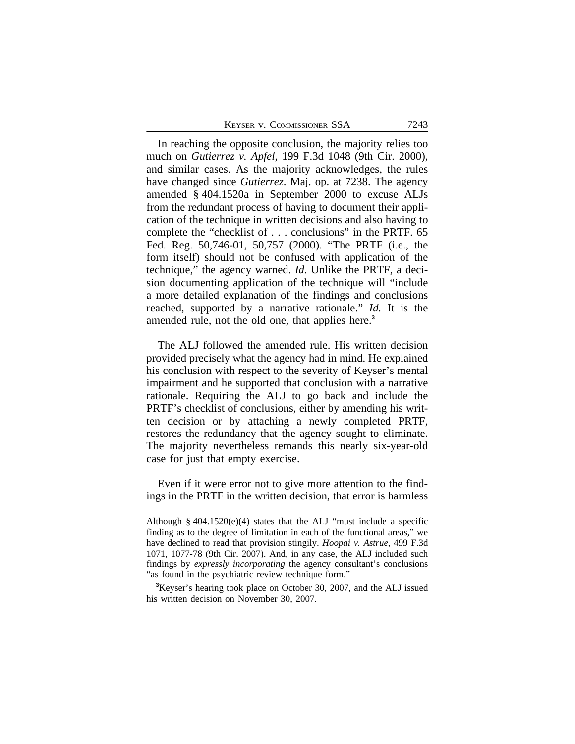In reaching the opposite conclusion, the majority relies too much on *Gutierrez v. Apfel*, 199 F.3d 1048 (9th Cir. 2000), and similar cases. As the majority acknowledges, the rules have changed since *Gutierrez*. Maj. op. at 7238. The agency amended § 404.1520a in September 2000 to excuse ALJs from the redundant process of having to document their application of the technique in written decisions and also having to complete the "checklist of . . . conclusions" in the PRTF. 65 Fed. Reg. 50,746-01, 50,757 (2000). "The PRTF (i.e., the form itself) should not be confused with application of the technique," the agency warned. *Id.* Unlike the PRTF, a decision documenting application of the technique will "include a more detailed explanation of the findings and conclusions reached, supported by a narrative rationale." *Id.* It is the amended rule, not the old one, that applies here.[3]

The ALJ followed the amended rule. His written decision provided precisely what the agency had in mind. He explained his conclusion with respect to the severity of Keyser's mental impairment and he supported that conclusion with a narrative rationale. Requiring the ALJ to go back and include the PRTF's checklist of conclusions, either by amending his written decision or by attaching a newly completed PRTF, restores the redundancy that the agency sought to eliminate. The majority nevertheless remands this nearly six-year-old case for just that empty exercise.

Even if it were error not to give more attention to the findings in the PRTF in the written decision, that error is harmless

---

Although § 404.1520(e)(4) states that the ALJ "must include a specific finding as to the degree of limitation in each of the functional areas," we have declined to read that provision stingily. *Hoopai v. Astrue*, 499 F.3d 1071, 1077-78 (9th Cir. 2007). And, in any case, the ALJ included such findings by *expressly incorporating* the agency consultant's conclusions "as found in the psychiatric review technique form."

[3]Keyser's hearing took place on October 30, 2007, and the ALJ issued his written decision on November 30, 2007.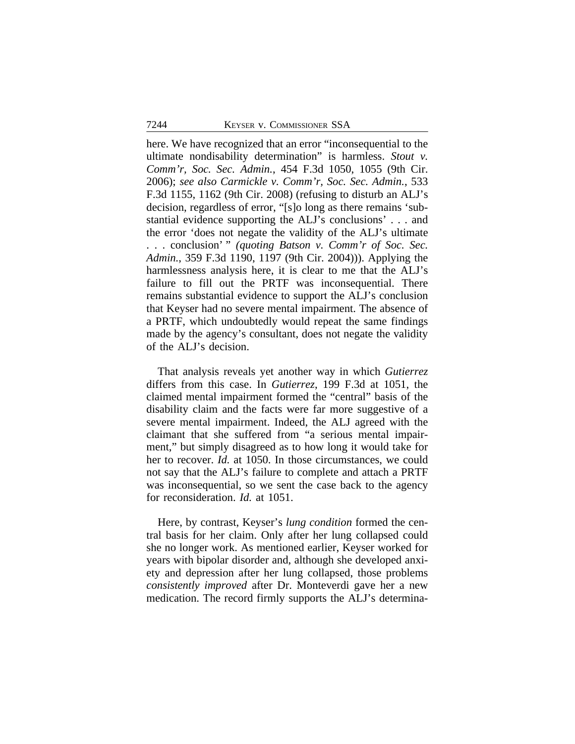here. We have recognized that an error "inconsequential to the ultimate nondisability determination" is harmless. *Stout v. Comm'r, Soc. Sec. Admin.*, 454 F.3d 1050, 1055 (9th Cir. 2006); *see also Carmickle v. Comm'r, Soc. Sec. Admin.*, 533 F.3d 1155, 1162 (9th Cir. 2008) (refusing to disturb an ALJ's decision, regardless of error, "[s]o long as there remains 'substantial evidence supporting the ALJ's conclusions' . . . and the error 'does not negate the validity of the ALJ's ultimate . . . conclusion' " *(quoting Batson v. Comm'r of Soc. Sec. Admin.*, 359 F.3d 1190, 1197 (9th Cir. 2004))). Applying the harmlessness analysis here, it is clear to me that the ALJ's failure to fill out the PRTF was inconsequential. There remains substantial evidence to support the ALJ's conclusion that Keyser had no severe mental impairment. The absence of a PRTF, which undoubtedly would repeat the same findings made by the agency's consultant, does not negate the validity of the ALJ's decision.

That analysis reveals yet another way in which *Gutierrez* differs from this case. In *Gutierrez*, 199 F.3d at 1051, the claimed mental impairment formed the "central" basis of the disability claim and the facts were far more suggestive of a severe mental impairment. Indeed, the ALJ agreed with the claimant that she suffered from "a serious mental impairment," but simply disagreed as to how long it would take for her to recover. *Id.* at 1050. In those circumstances, we could not say that the ALJ's failure to complete and attach a PRTF was inconsequential, so we sent the case back to the agency for reconsideration. *Id.* at 1051.

Here, by contrast, Keyser's *lung condition* formed the central basis for her claim. Only after her lung collapsed could she no longer work. As mentioned earlier, Keyser worked for years with bipolar disorder and, although she developed anxiety and depression after her lung collapsed, those problems *consistently improved* after Dr. Monteverdi gave her a new medication. The record firmly supports the ALJ's determina-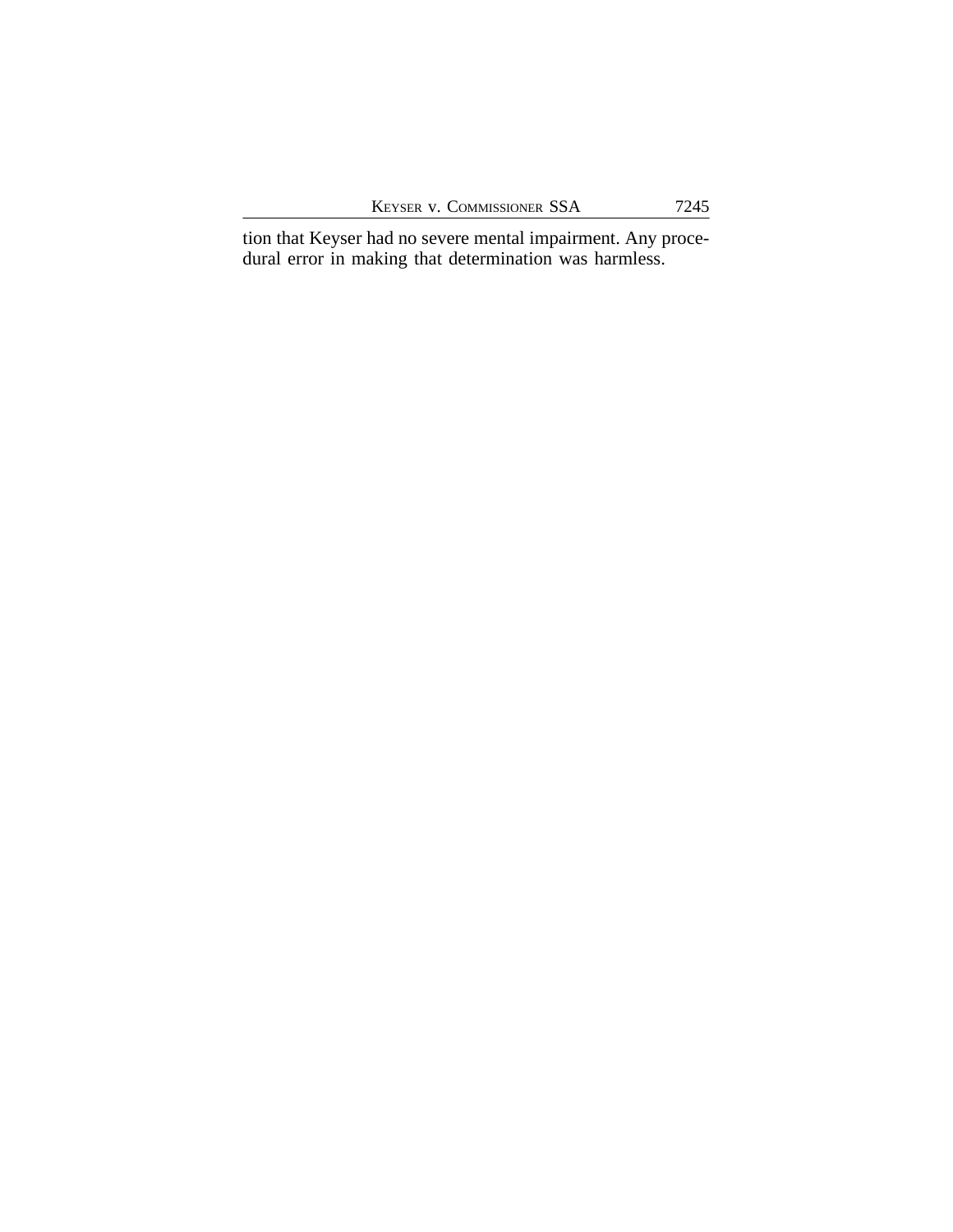tion that Keyser had no severe mental impairment. Any procedural error in making that determination was harmless.